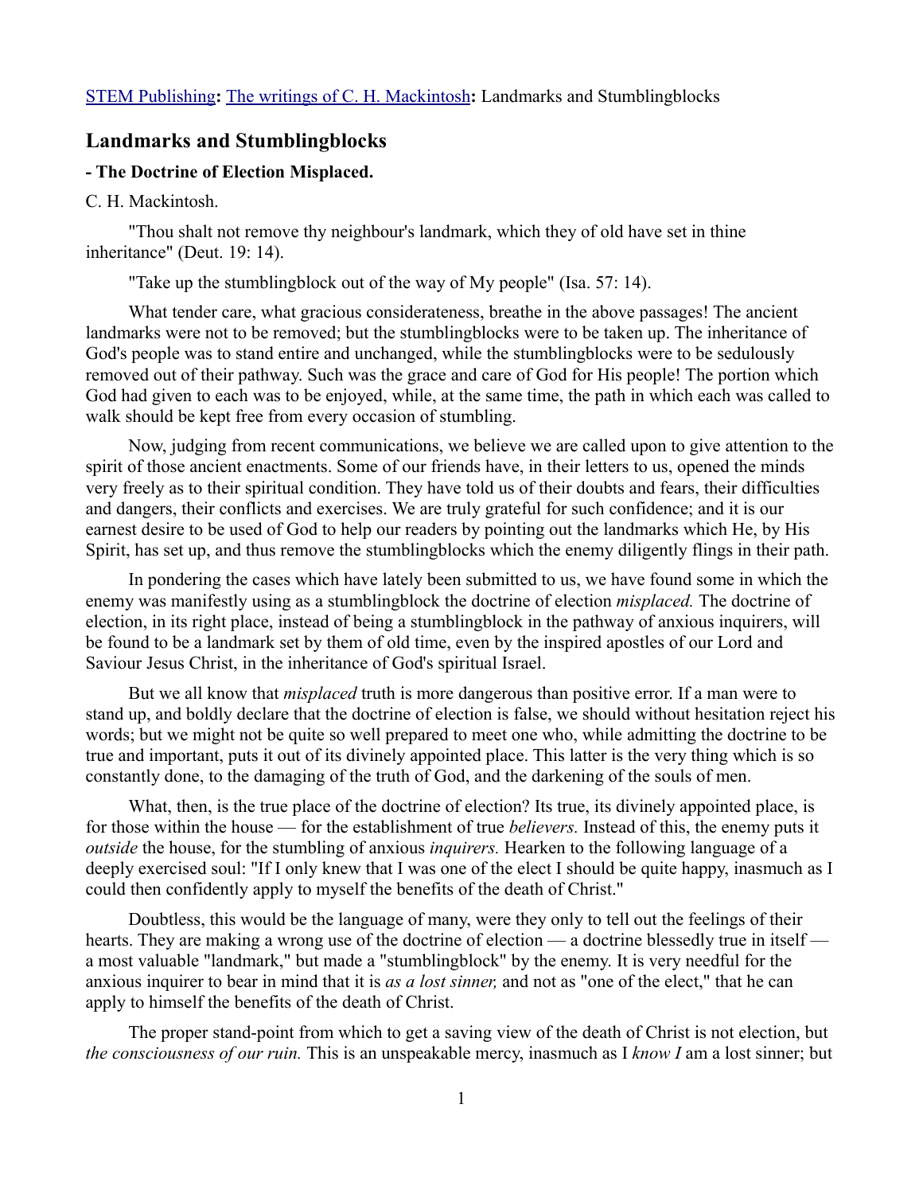STEM Publishing**:** The writings of C. H. Mackintosh**:** Landmarks and Stumblingblocks

## Landmarks and Stumblingblocks

### - The Doctrine of Election Misplaced.

C. H. Mackintosh.

"Thou shalt not remove thy neighbour's landmark, which they of old have set in thine inheritance" (Deut. 19: 14).

"Take up the stumblingblock out of the way of My people" (Isa. 57: 14).

What tender care, what gracious considerateness, breathe in the above passages! The ancient landmarks were not to be removed; but the stumblingblocks were to be taken up. The inheritance of God's people was to stand entire and unchanged, while the stumblingblocks were to be sedulously removed out of their pathway. Such was the grace and care of God for His people! The portion which God had given to each was to be enjoyed, while, at the same time, the path in which each was called to walk should be kept free from every occasion of stumbling.

Now, judging from recent communications, we believe we are called upon to give attention to the spirit of those ancient enactments. Some of our friends have, in their letters to us, opened the minds very freely as to their spiritual condition. They have told us of their doubts and fears, their difficulties and dangers, their conflicts and exercises. We are truly grateful for such confidence; and it is our earnest desire to be used of God to help our readers by pointing out the landmarks which He, by His Spirit, has set up, and thus remove the stumblingblocks which the enemy diligently flings in their path.

In pondering the cases which have lately been submitted to us, we have found some in which the enemy was manifestly using as a stumblingblock the doctrine of election *misplaced.* The doctrine of election, in its right place, instead of being a stumblingblock in the pathway of anxious inquirers, will be found to be a landmark set by them of old time, even by the inspired apostles of our Lord and Saviour Jesus Christ, in the inheritance of God's spiritual Israel.

But we all know that *misplaced* truth is more dangerous than positive error. If a man were to stand up, and boldly declare that the doctrine of election is false, we should without hesitation reject his words; but we might not be quite so well prepared to meet one who, while admitting the doctrine to be true and important, puts it out of its divinely appointed place. This latter is the very thing which is so constantly done, to the damaging of the truth of God, and the darkening of the souls of men.

What, then, is the true place of the doctrine of election? Its true, its divinely appointed place, is for those within the house — for the establishment of true *believers.* Instead of this, the enemy puts it *outside* the house, for the stumbling of anxious *inquirers.* Hearken to the following language of a deeply exercised soul: "If I only knew that I was one of the elect I should be quite happy, inasmuch as I could then confidently apply to myself the benefits of the death of Christ."

Doubtless, this would be the language of many, were they only to tell out the feelings of their hearts. They are making a wrong use of the doctrine of election — a doctrine blessedly true in itself — a most valuable "landmark," but made a "stumblingblock" by the enemy. It is very needful for the anxious inquirer to bear in mind that it is *as a lost sinner,* and not as "one of the elect," that he can apply to himself the benefits of the death of Christ.

The proper stand-point from which to get a saving view of the death of Christ is not election, but *the consciousness of our ruin.* This is an unspeakable mercy, inasmuch as I *know I* am a lost sinner; but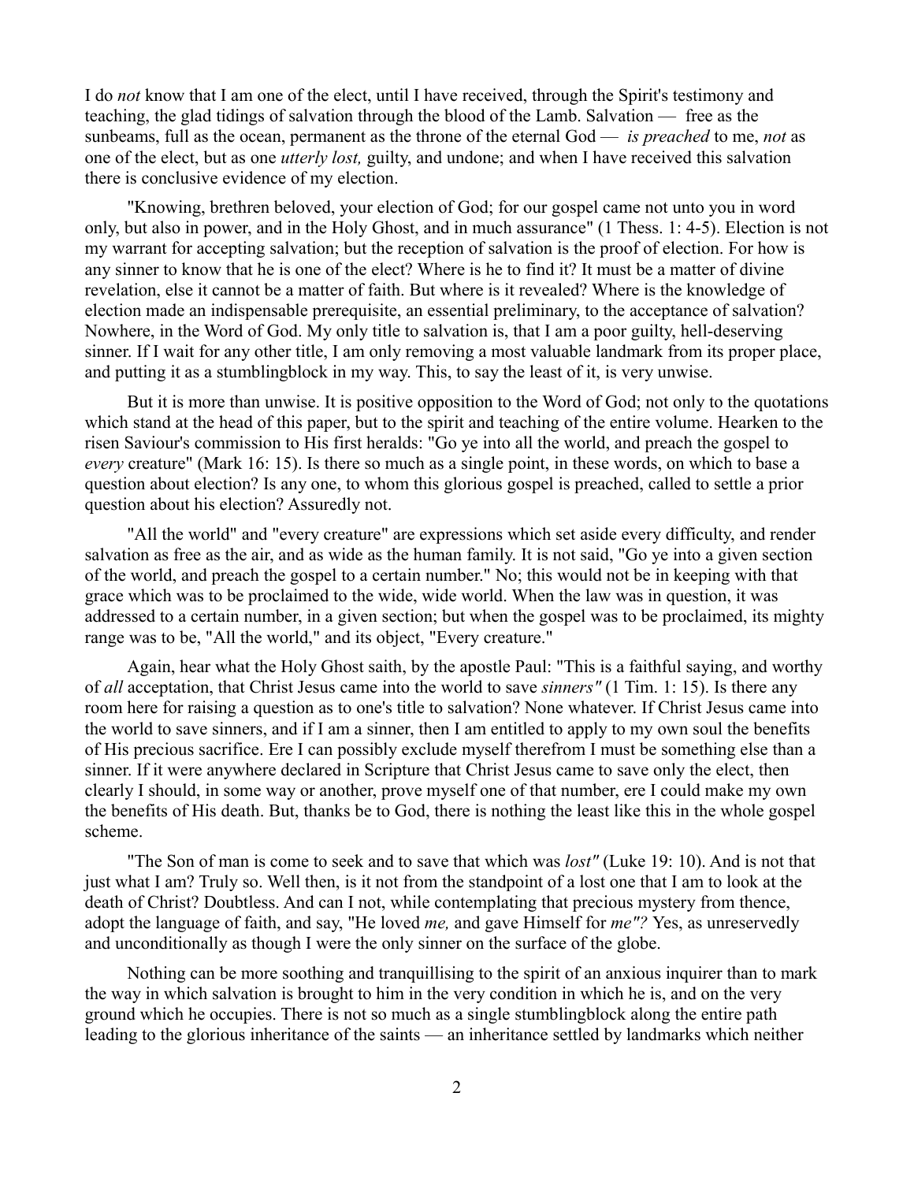I do *not* know that I am one of the elect, until I have received, through the Spirit's testimony and teaching, the glad tidings of salvation through the blood of the Lamb. Salvation — free as the sunbeams, full as the ocean, permanent as the throne of the eternal God — *is preached* to me, *not* as one of the elect, but as one *utterly lost,* guilty, and undone; and when I have received this salvation there is conclusive evidence of my election.

"Knowing, brethren beloved, your election of God; for our gospel came not unto you in word only, but also in power, and in the Holy Ghost, and in much assurance" (1 Thess. 1: 4-5). Election is not my warrant for accepting salvation; but the reception of salvation is the proof of election. For how is any sinner to know that he is one of the elect? Where is he to find it? It must be a matter of divine revelation, else it cannot be a matter of faith. But where is it revealed? Where is the knowledge of election made an indispensable prerequisite, an essential preliminary, to the acceptance of salvation? Nowhere, in the Word of God. My only title to salvation is, that I am a poor guilty, hell-deserving sinner. If I wait for any other title, I am only removing a most valuable landmark from its proper place, and putting it as a stumblingblock in my way. This, to say the least of it, is very unwise.

But it is more than unwise. It is positive opposition to the Word of God; not only to the quotations which stand at the head of this paper, but to the spirit and teaching of the entire volume. Hearken to the risen Saviour's commission to His first heralds: "Go ye into all the world, and preach the gospel to *every* creature" (Mark 16: 15). Is there so much as a single point, in these words, on which to base a question about election? Is any one, to whom this glorious gospel is preached, called to settle a prior question about his election? Assuredly not.

"All the world" and "every creature" are expressions which set aside every difficulty, and render salvation as free as the air, and as wide as the human family. It is not said, "Go ye into a given section of the world, and preach the gospel to a certain number." No; this would not be in keeping with that grace which was to be proclaimed to the wide, wide world. When the law was in question, it was addressed to a certain number, in a given section; but when the gospel was to be proclaimed, its mighty range was to be, "All the world," and its object, "Every creature."

Again, hear what the Holy Ghost saith, by the apostle Paul: "This is a faithful saying, and worthy of *all* acceptation, that Christ Jesus came into the world to save *sinners"* (1 Tim. 1: 15). Is there any room here for raising a question as to one's title to salvation? None whatever. If Christ Jesus came into the world to save sinners, and if I am a sinner, then I am entitled to apply to my own soul the benefits of His precious sacrifice. Ere I can possibly exclude myself therefrom I must be something else than a sinner. If it were anywhere declared in Scripture that Christ Jesus came to save only the elect, then clearly I should, in some way or another, prove myself one of that number, ere I could make my own the benefits of His death. But, thanks be to God, there is nothing the least like this in the whole gospel scheme.

"The Son of man is come to seek and to save that which was *lost"* (Luke 19: 10). And is not that just what I am? Truly so. Well then, is it not from the standpoint of a lost one that I am to look at the death of Christ? Doubtless. And can I not, while contemplating that precious mystery from thence, adopt the language of faith, and say, "He loved *me,* and gave Himself for *me"?* Yes, as unreservedly and unconditionally as though I were the only sinner on the surface of the globe.

Nothing can be more soothing and tranquillising to the spirit of an anxious inquirer than to mark the way in which salvation is brought to him in the very condition in which he is, and on the very ground which he occupies. There is not so much as a single stumblingblock along the entire path leading to the glorious inheritance of the saints — an inheritance settled by landmarks which neither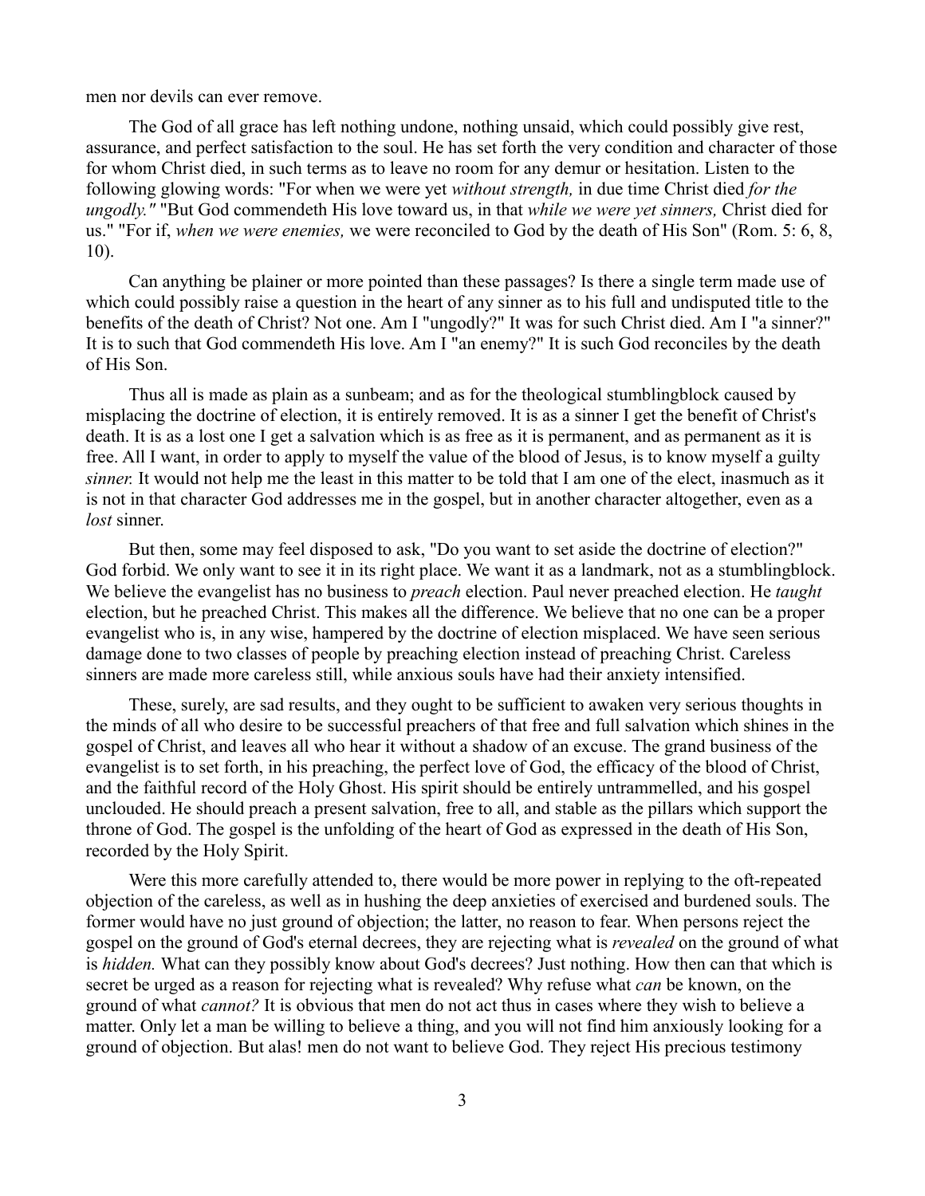men nor devils can ever remove.

The God of all grace has left nothing undone, nothing unsaid, which could possibly give rest, assurance, and perfect satisfaction to the soul. He has set forth the very condition and character of those for whom Christ died, in such terms as to leave no room for any demur or hesitation. Listen to the following glowing words: "For when we were yet *without strength,* in due time Christ died *for the ungodly."* "But God commendeth His love toward us, in that *while we were yet sinners,* Christ died for us." "For if, *when we were enemies,* we were reconciled to God by the death of His Son" (Rom. 5: 6, 8, 10).

Can anything be plainer or more pointed than these passages? Is there a single term made use of which could possibly raise a question in the heart of any sinner as to his full and undisputed title to the benefits of the death of Christ? Not one. Am I "ungodly?" It was for such Christ died. Am I "a sinner?" It is to such that God commendeth His love. Am I "an enemy?" It is such God reconciles by the death of His Son.

Thus all is made as plain as a sunbeam; and as for the theological stumblingblock caused by misplacing the doctrine of election, it is entirely removed. It is as a sinner I get the benefit of Christ's death. It is as a lost one I get a salvation which is as free as it is permanent, and as permanent as it is free. All I want, in order to apply to myself the value of the blood of Jesus, is to know myself a guilty *sinner.* It would not help me the least in this matter to be told that I am one of the elect, inasmuch as it is not in that character God addresses me in the gospel, but in another character altogether, even as a *lost* sinner.

But then, some may feel disposed to ask, "Do you want to set aside the doctrine of election?" God forbid. We only want to see it in its right place. We want it as a landmark, not as a stumblingblock. We believe the evangelist has no business to *preach* election. Paul never preached election. He *taught* election, but he preached Christ. This makes all the difference. We believe that no one can be a proper evangelist who is, in any wise, hampered by the doctrine of election misplaced. We have seen serious damage done to two classes of people by preaching election instead of preaching Christ. Careless sinners are made more careless still, while anxious souls have had their anxiety intensified.

These, surely, are sad results, and they ought to be sufficient to awaken very serious thoughts in the minds of all who desire to be successful preachers of that free and full salvation which shines in the gospel of Christ, and leaves all who hear it without a shadow of an excuse. The grand business of the evangelist is to set forth, in his preaching, the perfect love of God, the efficacy of the blood of Christ, and the faithful record of the Holy Ghost. His spirit should be entirely untrammelled, and his gospel unclouded. He should preach a present salvation, free to all, and stable as the pillars which support the throne of God. The gospel is the unfolding of the heart of God as expressed in the death of His Son, recorded by the Holy Spirit.

Were this more carefully attended to, there would be more power in replying to the oft-repeated objection of the careless, as well as in hushing the deep anxieties of exercised and burdened souls. The former would have no just ground of objection; the latter, no reason to fear. When persons reject the gospel on the ground of God's eternal decrees, they are rejecting what is *revealed* on the ground of what is *hidden.* What can they possibly know about God's decrees? Just nothing. How then can that which is secret be urged as a reason for rejecting what is revealed? Why refuse what *can* be known, on the ground of what *cannot?* It is obvious that men do not act thus in cases where they wish to believe a matter. Only let a man be willing to believe a thing, and you will not find him anxiously looking for a ground of objection. But alas! men do not want to believe God. They reject His precious testimony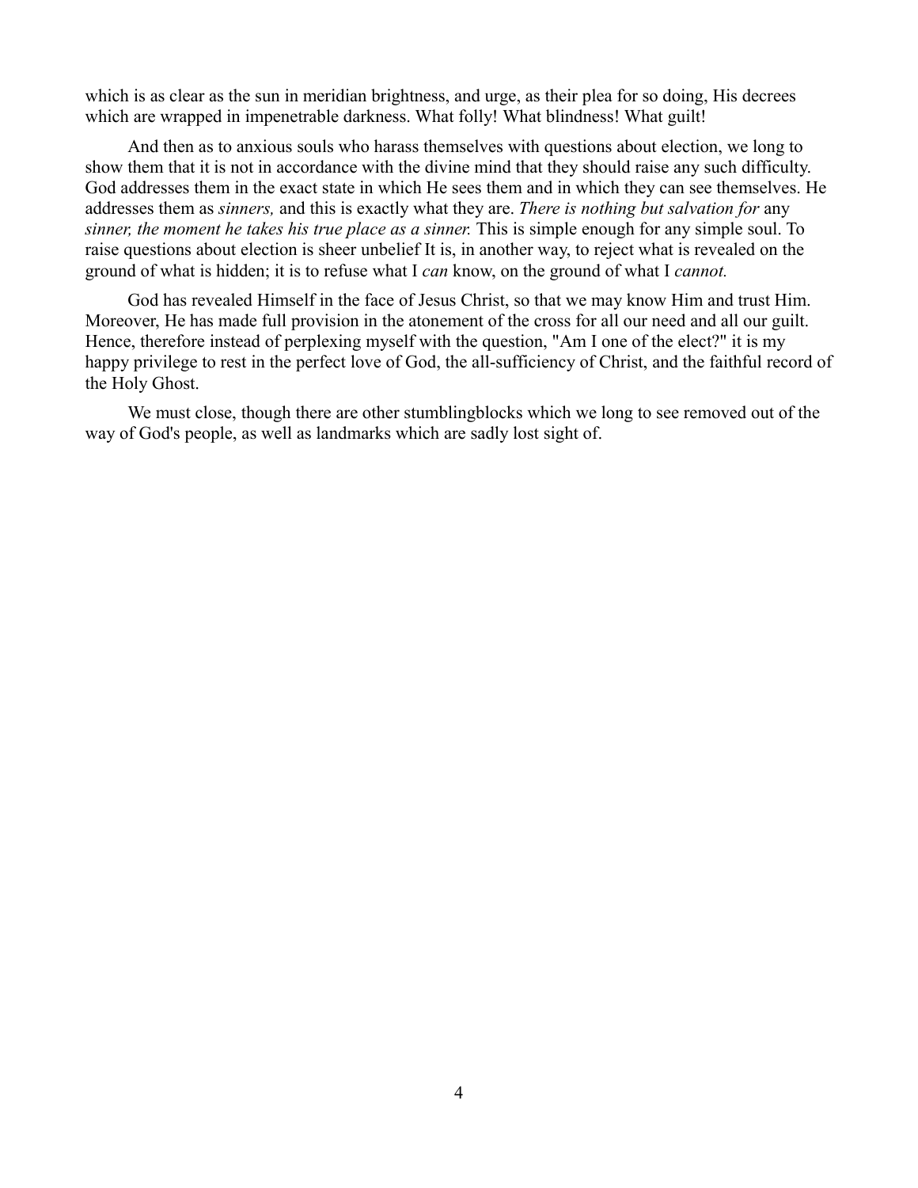which is as clear as the sun in meridian brightness, and urge, as their plea for so doing, His decrees which are wrapped in impenetrable darkness. What folly! What blindness! What guilt!

And then as to anxious souls who harass themselves with questions about election, we long to show them that it is not in accordance with the divine mind that they should raise any such difficulty. God addresses them in the exact state in which He sees them and in which they can see themselves. He addresses them as *sinners,* and this is exactly what they are. *There is nothing but salvation for* any *sinner, the moment he takes his true place as a sinner.* This is simple enough for any simple soul. To raise questions about election is sheer unbelief It is, in another way, to reject what is revealed on the ground of what is hidden; it is to refuse what I *can* know, on the ground of what I *cannot.*

God has revealed Himself in the face of Jesus Christ, so that we may know Him and trust Him. Moreover, He has made full provision in the atonement of the cross for all our need and all our guilt. Hence, therefore instead of perplexing myself with the question, "Am I one of the elect?" it is my happy privilege to rest in the perfect love of God, the all-sufficiency of Christ, and the faithful record of the Holy Ghost.

We must close, though there are other stumblingblocks which we long to see removed out of the way of God's people, as well as landmarks which are sadly lost sight of.